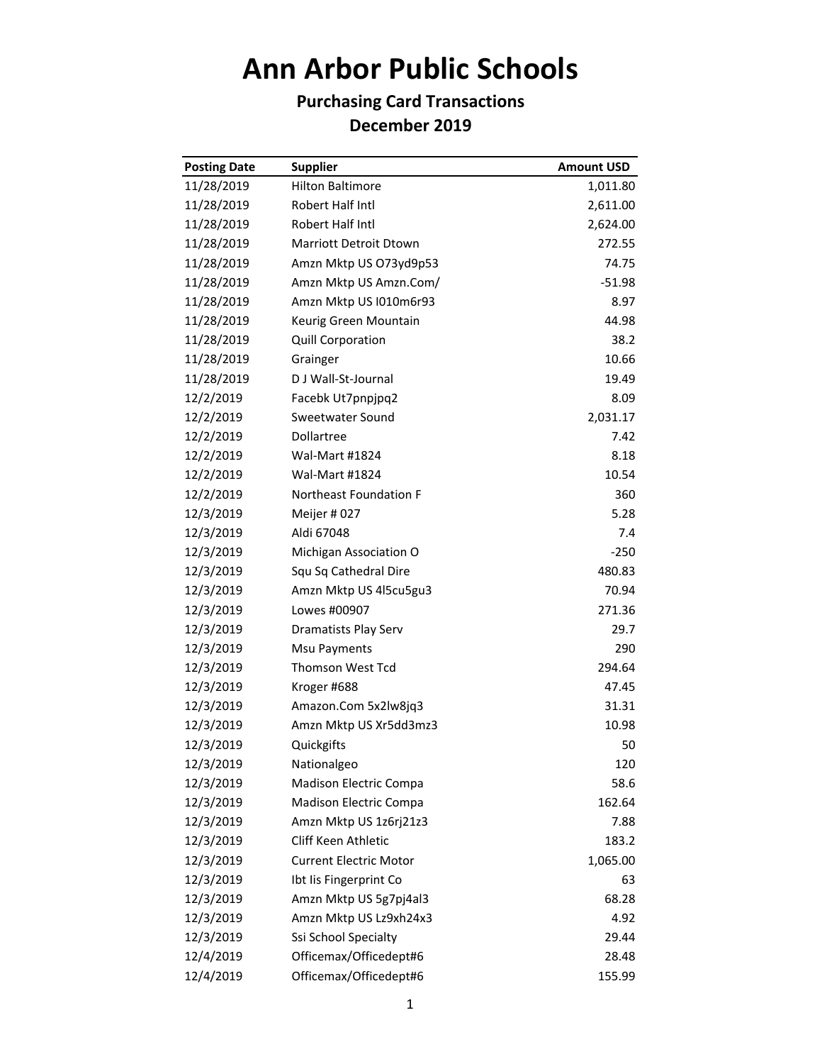# Ann Arbor Public Schools

## Purchasing Card Transactions

## December 2019

| Posting Date | Supplier | Amount USD |
|---|---|---:|
| 11/28/2019 | Hilton Baltimore | 1,011.80 |
| 11/28/2019 | Robert Half Intl | 2,611.00 |
| 11/28/2019 | Robert Half Intl | 2,624.00 |
| 11/28/2019 | Marriott Detroit Dtown | 272.55 |
| 11/28/2019 | Amzn Mktp US O73yd9p53 | 74.75 |
| 11/28/2019 | Amzn Mktp US Amzn.Com/ | -51.98 |
| 11/28/2019 | Amzn Mktp US I010m6r93 | 8.97 |
| 11/28/2019 | Keurig Green Mountain | 44.98 |
| 11/28/2019 | Quill Corporation | 38.2 |
| 11/28/2019 | Grainger | 10.66 |
| 11/28/2019 | D J Wall-St-Journal | 19.49 |
| 12/2/2019 | Facebk Ut7pnpjpq2 | 8.09 |
| 12/2/2019 | Sweetwater Sound | 2,031.17 |
| 12/2/2019 | Dollartree | 7.42 |
| 12/2/2019 | Wal-Mart #1824 | 8.18 |
| 12/2/2019 | Wal-Mart #1824 | 10.54 |
| 12/2/2019 | Northeast Foundation F | 360 |
| 12/3/2019 | Meijer # 027 | 5.28 |
| 12/3/2019 | Aldi 67048 | 7.4 |
| 12/3/2019 | Michigan Association O | -250 |
| 12/3/2019 | Squ Sq Cathedral Dire | 480.83 |
| 12/3/2019 | Amzn Mktp US 4l5cu5gu3 | 70.94 |
| 12/3/2019 | Lowes #00907 | 271.36 |
| 12/3/2019 | Dramatists Play Serv | 29.7 |
| 12/3/2019 | Msu Payments | 290 |
| 12/3/2019 | Thomson West Tcd | 294.64 |
| 12/3/2019 | Kroger #688 | 47.45 |
| 12/3/2019 | Amazon.Com 5x2lw8jq3 | 31.31 |
| 12/3/2019 | Amzn Mktp US Xr5dd3mz3 | 10.98 |
| 12/3/2019 | Quickgifts | 50 |
| 12/3/2019 | Nationalgeo | 120 |
| 12/3/2019 | Madison Electric Compa | 58.6 |
| 12/3/2019 | Madison Electric Compa | 162.64 |
| 12/3/2019 | Amzn Mktp US 1z6rj21z3 | 7.88 |
| 12/3/2019 | Cliff Keen Athletic | 183.2 |
| 12/3/2019 | Current Electric Motor | 1,065.00 |
| 12/3/2019 | Ibt Iis Fingerprint Co | 63 |
| 12/3/2019 | Amzn Mktp US 5g7pj4al3 | 68.28 |
| 12/3/2019 | Amzn Mktp US Lz9xh24x3 | 4.92 |
| 12/3/2019 | Ssi School Specialty | 29.44 |
| 12/4/2019 | Officemax/Officedept#6 | 28.48 |
| 12/4/2019 | Officemax/Officedept#6 | 155.99 |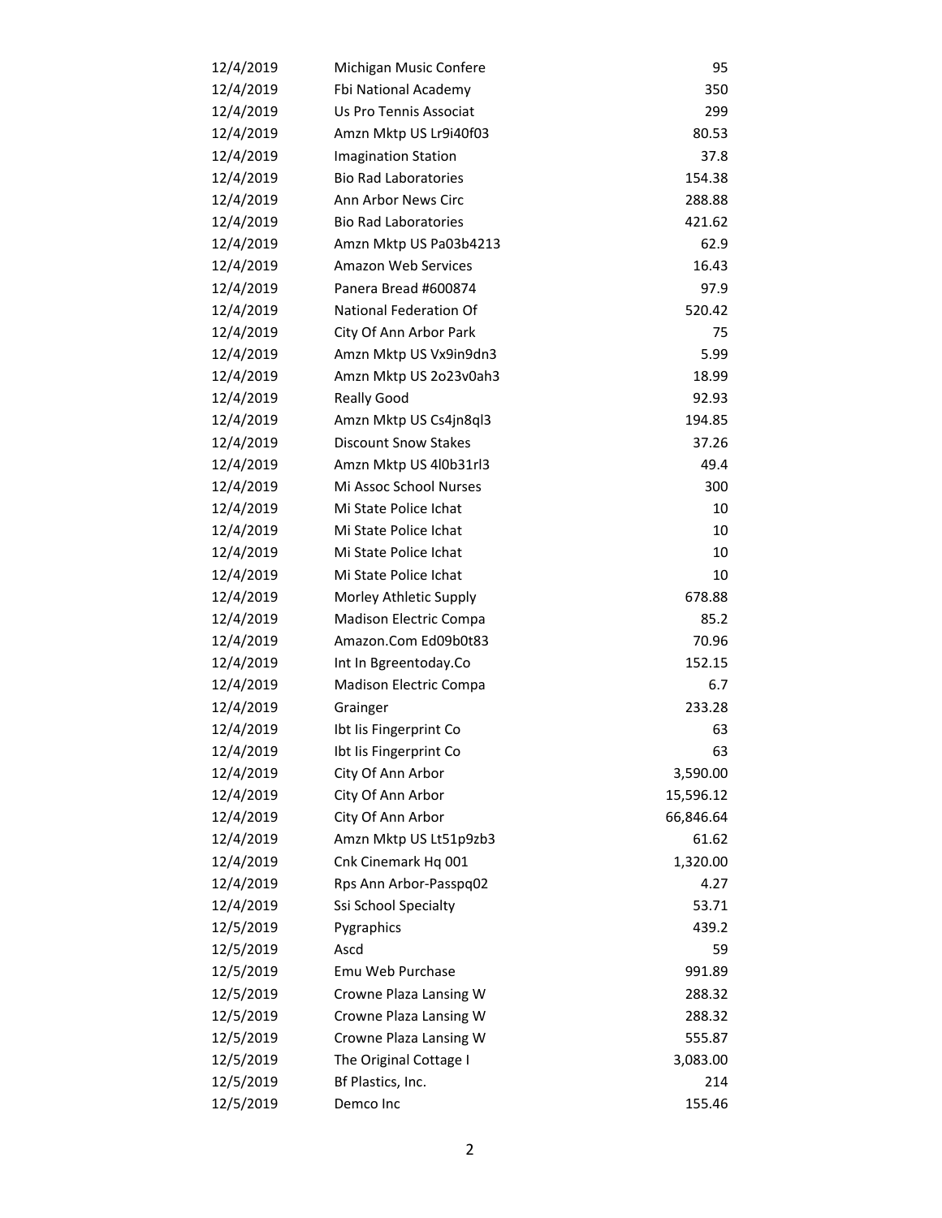| | | |
|---|---|---|
| 12/4/2019 | Michigan Music Confere | 95 |
| 12/4/2019 | Fbi National Academy | 350 |
| 12/4/2019 | Us Pro Tennis Associat | 299 |
| 12/4/2019 | Amzn Mktp US Lr9i40f03 | 80.53 |
| 12/4/2019 | Imagination Station | 37.8 |
| 12/4/2019 | Bio Rad Laboratories | 154.38 |
| 12/4/2019 | Ann Arbor News Circ | 288.88 |
| 12/4/2019 | Bio Rad Laboratories | 421.62 |
| 12/4/2019 | Amzn Mktp US Pa03b4213 | 62.9 |
| 12/4/2019 | Amazon Web Services | 16.43 |
| 12/4/2019 | Panera Bread #600874 | 97.9 |
| 12/4/2019 | National Federation Of | 520.42 |
| 12/4/2019 | City Of Ann Arbor Park | 75 |
| 12/4/2019 | Amzn Mktp US Vx9in9dn3 | 5.99 |
| 12/4/2019 | Amzn Mktp US 2o23v0ah3 | 18.99 |
| 12/4/2019 | Really Good | 92.93 |
| 12/4/2019 | Amzn Mktp US Cs4jn8ql3 | 194.85 |
| 12/4/2019 | Discount Snow Stakes | 37.26 |
| 12/4/2019 | Amzn Mktp US 4l0b31rl3 | 49.4 |
| 12/4/2019 | Mi Assoc School Nurses | 300 |
| 12/4/2019 | Mi State Police Ichat | 10 |
| 12/4/2019 | Mi State Police Ichat | 10 |
| 12/4/2019 | Mi State Police Ichat | 10 |
| 12/4/2019 | Mi State Police Ichat | 10 |
| 12/4/2019 | Morley Athletic Supply | 678.88 |
| 12/4/2019 | Madison Electric Compa | 85.2 |
| 12/4/2019 | Amazon.Com Ed09b0t83 | 70.96 |
| 12/4/2019 | Int In Bgreentoday.Co | 152.15 |
| 12/4/2019 | Madison Electric Compa | 6.7 |
| 12/4/2019 | Grainger | 233.28 |
| 12/4/2019 | Ibt Iis Fingerprint Co | 63 |
| 12/4/2019 | Ibt Iis Fingerprint Co | 63 |
| 12/4/2019 | City Of Ann Arbor | 3,590.00 |
| 12/4/2019 | City Of Ann Arbor | 15,596.12 |
| 12/4/2019 | City Of Ann Arbor | 66,846.64 |
| 12/4/2019 | Amzn Mktp US Lt51p9zb3 | 61.62 |
| 12/4/2019 | Cnk Cinemark Hq 001 | 1,320.00 |
| 12/4/2019 | Rps Ann Arbor-Passpq02 | 4.27 |
| 12/4/2019 | Ssi School Specialty | 53.71 |
| 12/5/2019 | Pygraphics | 439.2 |
| 12/5/2019 | Ascd | 59 |
| 12/5/2019 | Emu Web Purchase | 991.89 |
| 12/5/2019 | Crowne Plaza Lansing W | 288.32 |
| 12/5/2019 | Crowne Plaza Lansing W | 288.32 |
| 12/5/2019 | Crowne Plaza Lansing W | 555.87 |
| 12/5/2019 | The Original Cottage I | 3,083.00 |
| 12/5/2019 | Bf Plastics, Inc. | 214 |
| 12/5/2019 | Demco Inc | 155.46 |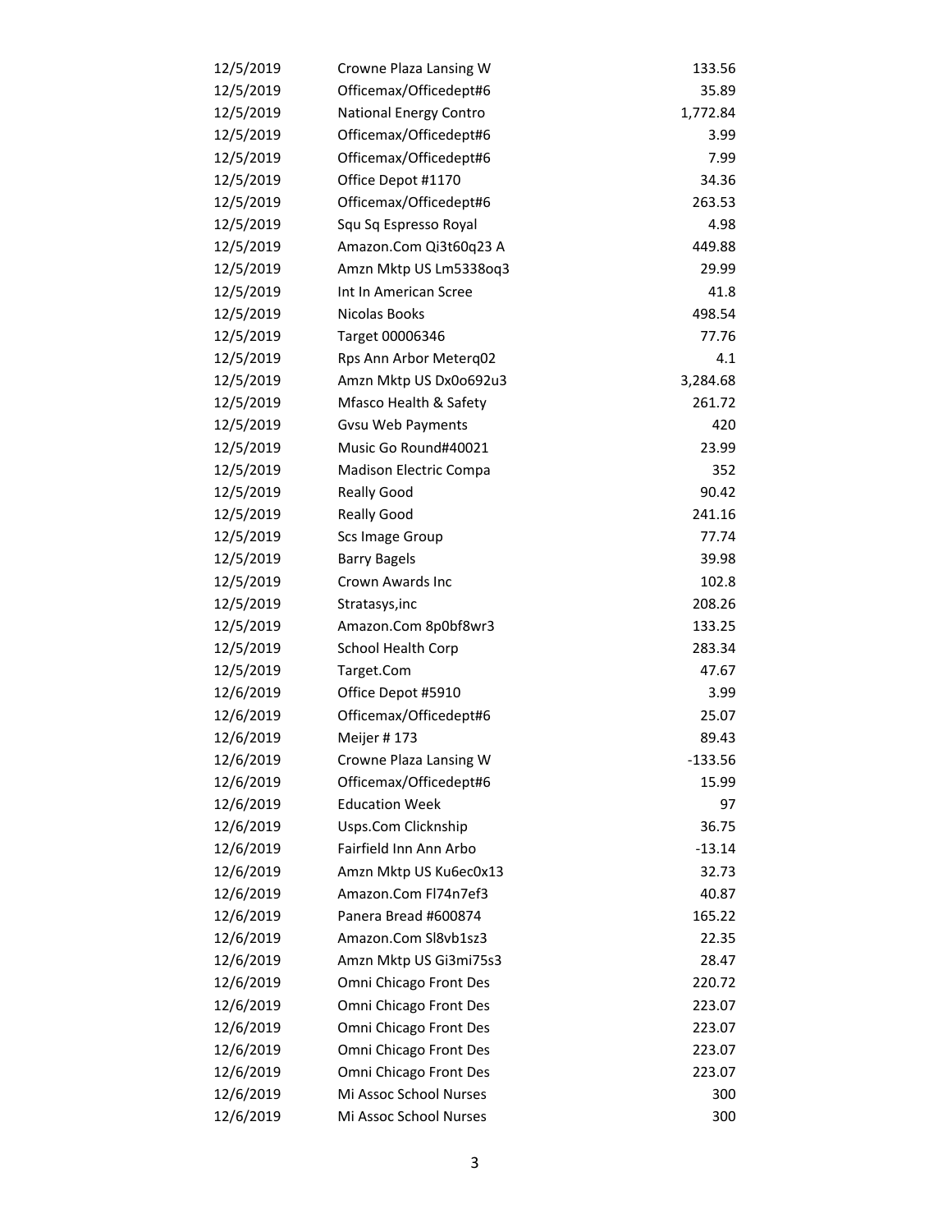| | | |
|---|---|---|
| 12/5/2019 | Crowne Plaza Lansing W | 133.56 |
| 12/5/2019 | Officemax/Officedept#6 | 35.89 |
| 12/5/2019 | National Energy Contro | 1,772.84 |
| 12/5/2019 | Officemax/Officedept#6 | 3.99 |
| 12/5/2019 | Officemax/Officedept#6 | 7.99 |
| 12/5/2019 | Office Depot #1170 | 34.36 |
| 12/5/2019 | Officemax/Officedept#6 | 263.53 |
| 12/5/2019 | Squ Sq Espresso Royal | 4.98 |
| 12/5/2019 | Amazon.Com Qi3t60q23 A | 449.88 |
| 12/5/2019 | Amzn Mktp US Lm5338oq3 | 29.99 |
| 12/5/2019 | Int In American Scree | 41.8 |
| 12/5/2019 | Nicolas Books | 498.54 |
| 12/5/2019 | Target 00006346 | 77.76 |
| 12/5/2019 | Rps Ann Arbor Meterq02 | 4.1 |
| 12/5/2019 | Amzn Mktp US Dx0o692u3 | 3,284.68 |
| 12/5/2019 | Mfasco Health & Safety | 261.72 |
| 12/5/2019 | Gvsu Web Payments | 420 |
| 12/5/2019 | Music Go Round#40021 | 23.99 |
| 12/5/2019 | Madison Electric Compa | 352 |
| 12/5/2019 | Really Good | 90.42 |
| 12/5/2019 | Really Good | 241.16 |
| 12/5/2019 | Scs Image Group | 77.74 |
| 12/5/2019 | Barry Bagels | 39.98 |
| 12/5/2019 | Crown Awards Inc | 102.8 |
| 12/5/2019 | Stratasys,inc | 208.26 |
| 12/5/2019 | Amazon.Com 8p0bf8wr3 | 133.25 |
| 12/5/2019 | School Health Corp | 283.34 |
| 12/5/2019 | Target.Com | 47.67 |
| 12/6/2019 | Office Depot #5910 | 3.99 |
| 12/6/2019 | Officemax/Officedept#6 | 25.07 |
| 12/6/2019 | Meijer # 173 | 89.43 |
| 12/6/2019 | Crowne Plaza Lansing W | -133.56 |
| 12/6/2019 | Officemax/Officedept#6 | 15.99 |
| 12/6/2019 | Education Week | 97 |
| 12/6/2019 | Usps.Com Clicknship | 36.75 |
| 12/6/2019 | Fairfield Inn Ann Arbo | -13.14 |
| 12/6/2019 | Amzn Mktp US Ku6ec0x13 | 32.73 |
| 12/6/2019 | Amazon.Com Fl74n7ef3 | 40.87 |
| 12/6/2019 | Panera Bread #600874 | 165.22 |
| 12/6/2019 | Amazon.Com Sl8vb1sz3 | 22.35 |
| 12/6/2019 | Amzn Mktp US Gi3mi75s3 | 28.47 |
| 12/6/2019 | Omni Chicago Front Des | 220.72 |
| 12/6/2019 | Omni Chicago Front Des | 223.07 |
| 12/6/2019 | Omni Chicago Front Des | 223.07 |
| 12/6/2019 | Omni Chicago Front Des | 223.07 |
| 12/6/2019 | Omni Chicago Front Des | 223.07 |
| 12/6/2019 | Mi Assoc School Nurses | 300 |
| 12/6/2019 | Mi Assoc School Nurses | 300 |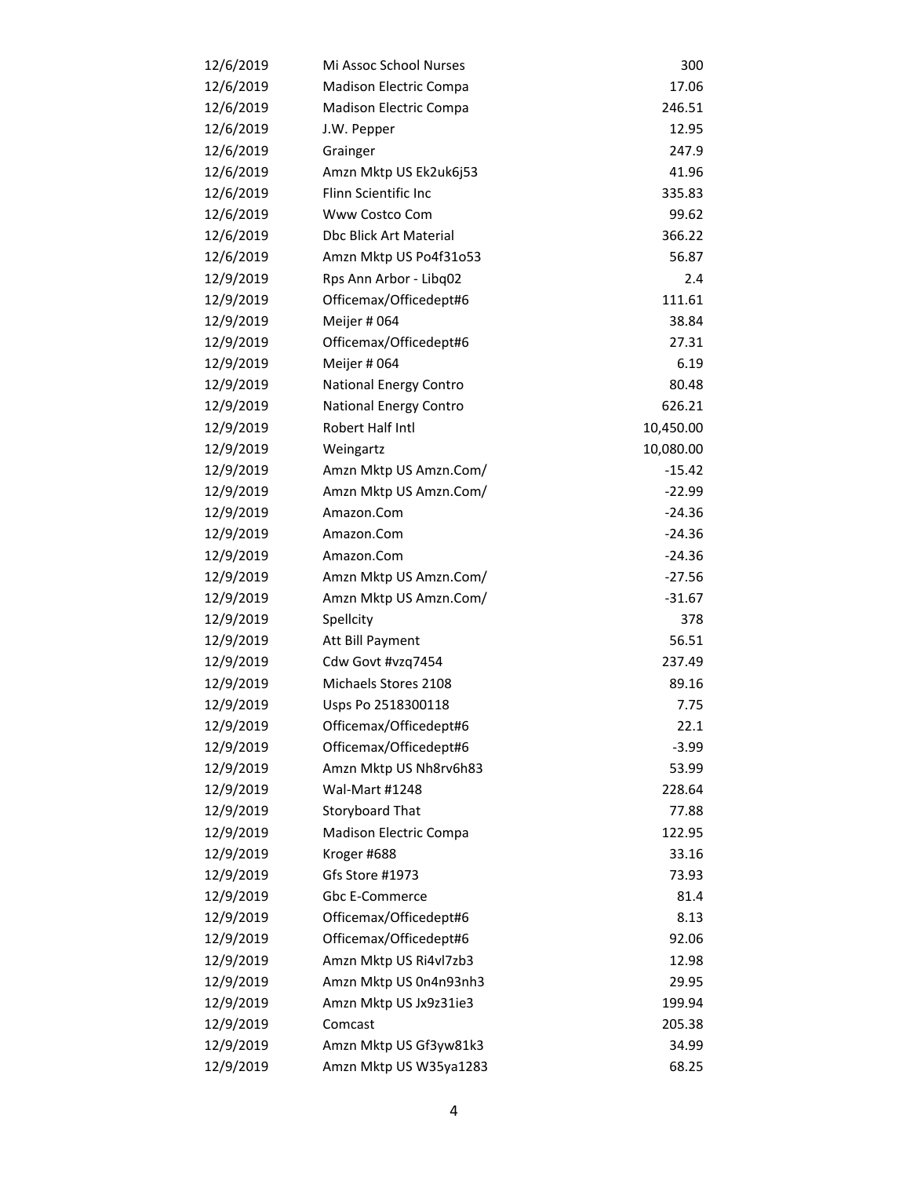| | | |
|---|---|---|
| 12/6/2019 | Mi Assoc School Nurses | 300 |
| 12/6/2019 | Madison Electric Compa | 17.06 |
| 12/6/2019 | Madison Electric Compa | 246.51 |
| 12/6/2019 | J.W. Pepper | 12.95 |
| 12/6/2019 | Grainger | 247.9 |
| 12/6/2019 | Amzn Mktp US Ek2uk6j53 | 41.96 |
| 12/6/2019 | Flinn Scientific Inc | 335.83 |
| 12/6/2019 | Www Costco Com | 99.62 |
| 12/6/2019 | Dbc Blick Art Material | 366.22 |
| 12/6/2019 | Amzn Mktp US Po4f31o53 | 56.87 |
| 12/9/2019 | Rps Ann Arbor - Libq02 | 2.4 |
| 12/9/2019 | Officemax/Officedept#6 | 111.61 |
| 12/9/2019 | Meijer # 064 | 38.84 |
| 12/9/2019 | Officemax/Officedept#6 | 27.31 |
| 12/9/2019 | Meijer # 064 | 6.19 |
| 12/9/2019 | National Energy Contro | 80.48 |
| 12/9/2019 | National Energy Contro | 626.21 |
| 12/9/2019 | Robert Half Intl | 10,450.00 |
| 12/9/2019 | Weingartz | 10,080.00 |
| 12/9/2019 | Amzn Mktp US Amzn.Com/ | -15.42 |
| 12/9/2019 | Amzn Mktp US Amzn.Com/ | -22.99 |
| 12/9/2019 | Amazon.Com | -24.36 |
| 12/9/2019 | Amazon.Com | -24.36 |
| 12/9/2019 | Amazon.Com | -24.36 |
| 12/9/2019 | Amzn Mktp US Amzn.Com/ | -27.56 |
| 12/9/2019 | Amzn Mktp US Amzn.Com/ | -31.67 |
| 12/9/2019 | Spellcity | 378 |
| 12/9/2019 | Att Bill Payment | 56.51 |
| 12/9/2019 | Cdw Govt #vzq7454 | 237.49 |
| 12/9/2019 | Michaels Stores 2108 | 89.16 |
| 12/9/2019 | Usps Po 2518300118 | 7.75 |
| 12/9/2019 | Officemax/Officedept#6 | 22.1 |
| 12/9/2019 | Officemax/Officedept#6 | -3.99 |
| 12/9/2019 | Amzn Mktp US Nh8rv6h83 | 53.99 |
| 12/9/2019 | Wal-Mart #1248 | 228.64 |
| 12/9/2019 | Storyboard That | 77.88 |
| 12/9/2019 | Madison Electric Compa | 122.95 |
| 12/9/2019 | Kroger #688 | 33.16 |
| 12/9/2019 | Gfs Store #1973 | 73.93 |
| 12/9/2019 | Gbc E-Commerce | 81.4 |
| 12/9/2019 | Officemax/Officedept#6 | 8.13 |
| 12/9/2019 | Officemax/Officedept#6 | 92.06 |
| 12/9/2019 | Amzn Mktp US Ri4vl7zb3 | 12.98 |
| 12/9/2019 | Amzn Mktp US 0n4n93nh3 | 29.95 |
| 12/9/2019 | Amzn Mktp US Jx9z31ie3 | 199.94 |
| 12/9/2019 | Comcast | 205.38 |
| 12/9/2019 | Amzn Mktp US Gf3yw81k3 | 34.99 |
| 12/9/2019 | Amzn Mktp US W35ya1283 | 68.25 |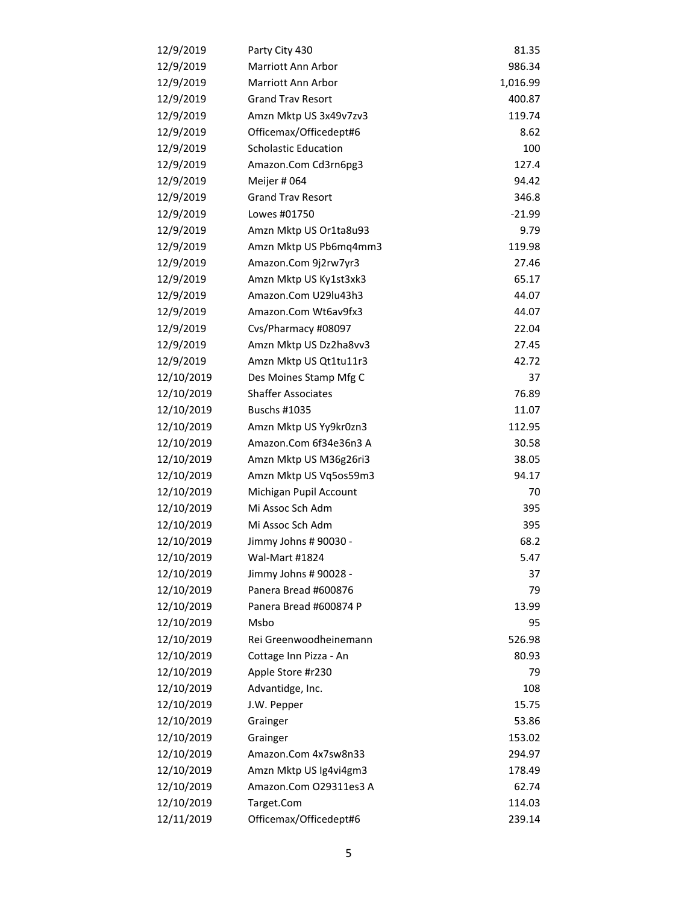| | | |
|---|---|---|
| 12/9/2019 | Party City 430 | 81.35 |
| 12/9/2019 | Marriott Ann Arbor | 986.34 |
| 12/9/2019 | Marriott Ann Arbor | 1,016.99 |
| 12/9/2019 | Grand Trav Resort | 400.87 |
| 12/9/2019 | Amzn Mktp US 3x49v7zv3 | 119.74 |
| 12/9/2019 | Officemax/Officedept#6 | 8.62 |
| 12/9/2019 | Scholastic Education | 100 |
| 12/9/2019 | Amazon.Com Cd3rn6pg3 | 127.4 |
| 12/9/2019 | Meijer # 064 | 94.42 |
| 12/9/2019 | Grand Trav Resort | 346.8 |
| 12/9/2019 | Lowes #01750 | -21.99 |
| 12/9/2019 | Amzn Mktp US Or1ta8u93 | 9.79 |
| 12/9/2019 | Amzn Mktp US Pb6mq4mm3 | 119.98 |
| 12/9/2019 | Amazon.Com 9j2rw7yr3 | 27.46 |
| 12/9/2019 | Amzn Mktp US Ky1st3xk3 | 65.17 |
| 12/9/2019 | Amazon.Com U29lu43h3 | 44.07 |
| 12/9/2019 | Amazon.Com Wt6av9fx3 | 44.07 |
| 12/9/2019 | Cvs/Pharmacy #08097 | 22.04 |
| 12/9/2019 | Amzn Mktp US Dz2ha8vv3 | 27.45 |
| 12/9/2019 | Amzn Mktp US Qt1tu11r3 | 42.72 |
| 12/10/2019 | Des Moines Stamp Mfg C | 37 |
| 12/10/2019 | Shaffer Associates | 76.89 |
| 12/10/2019 | Buschs #1035 | 11.07 |
| 12/10/2019 | Amzn Mktp US Yy9kr0zn3 | 112.95 |
| 12/10/2019 | Amazon.Com 6f34e36n3 A | 30.58 |
| 12/10/2019 | Amzn Mktp US M36g26ri3 | 38.05 |
| 12/10/2019 | Amzn Mktp US Vq5os59m3 | 94.17 |
| 12/10/2019 | Michigan Pupil Account | 70 |
| 12/10/2019 | Mi Assoc Sch Adm | 395 |
| 12/10/2019 | Mi Assoc Sch Adm | 395 |
| 12/10/2019 | Jimmy Johns # 90030 - | 68.2 |
| 12/10/2019 | Wal-Mart #1824 | 5.47 |
| 12/10/2019 | Jimmy Johns # 90028 - | 37 |
| 12/10/2019 | Panera Bread #600876 | 79 |
| 12/10/2019 | Panera Bread #600874 P | 13.99 |
| 12/10/2019 | Msbo | 95 |
| 12/10/2019 | Rei Greenwoodheinemann | 526.98 |
| 12/10/2019 | Cottage Inn Pizza - An | 80.93 |
| 12/10/2019 | Apple Store #r230 | 79 |
| 12/10/2019 | Advantidge, Inc. | 108 |
| 12/10/2019 | J.W. Pepper | 15.75 |
| 12/10/2019 | Grainger | 53.86 |
| 12/10/2019 | Grainger | 153.02 |
| 12/10/2019 | Amazon.Com 4x7sw8n33 | 294.97 |
| 12/10/2019 | Amzn Mktp US Ig4vi4gm3 | 178.49 |
| 12/10/2019 | Amazon.Com O29311es3 A | 62.74 |
| 12/10/2019 | Target.Com | 114.03 |
| 12/11/2019 | Officemax/Officedept#6 | 239.14 |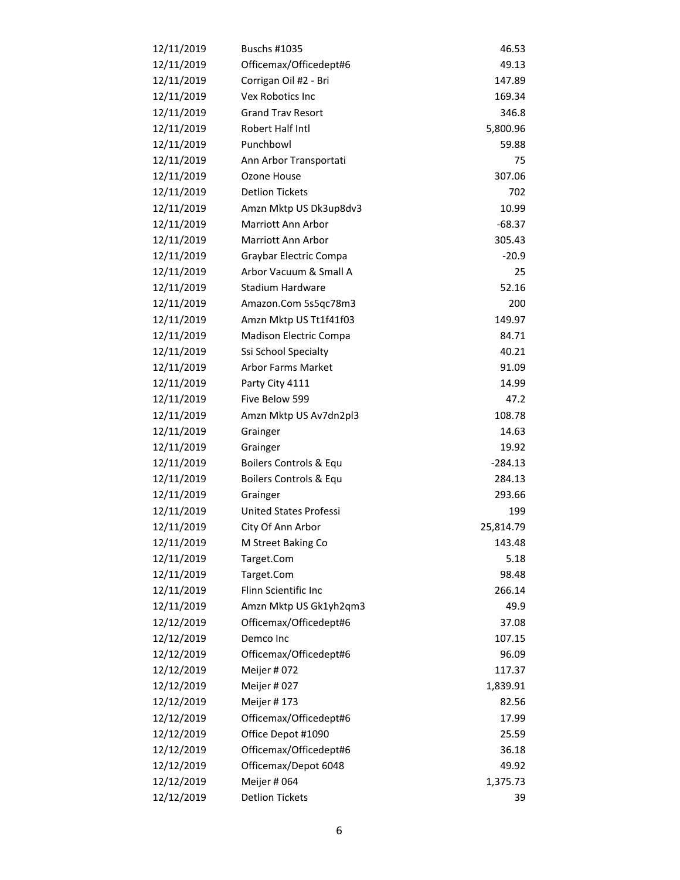| | | |
|---|---|---|
| 12/11/2019 | Buschs #1035 | 46.53 |
| 12/11/2019 | Officemax/Officedept#6 | 49.13 |
| 12/11/2019 | Corrigan Oil #2 - Bri | 147.89 |
| 12/11/2019 | Vex Robotics Inc | 169.34 |
| 12/11/2019 | Grand Trav Resort | 346.8 |
| 12/11/2019 | Robert Half Intl | 5,800.96 |
| 12/11/2019 | Punchbowl | 59.88 |
| 12/11/2019 | Ann Arbor Transportati | 75 |
| 12/11/2019 | Ozone House | 307.06 |
| 12/11/2019 | Detlion Tickets | 702 |
| 12/11/2019 | Amzn Mktp US Dk3up8dv3 | 10.99 |
| 12/11/2019 | Marriott Ann Arbor | -68.37 |
| 12/11/2019 | Marriott Ann Arbor | 305.43 |
| 12/11/2019 | Graybar Electric Compa | -20.9 |
| 12/11/2019 | Arbor Vacuum & Small A | 25 |
| 12/11/2019 | Stadium Hardware | 52.16 |
| 12/11/2019 | Amazon.Com 5s5qc78m3 | 200 |
| 12/11/2019 | Amzn Mktp US Tt1f41f03 | 149.97 |
| 12/11/2019 | Madison Electric Compa | 84.71 |
| 12/11/2019 | Ssi School Specialty | 40.21 |
| 12/11/2019 | Arbor Farms Market | 91.09 |
| 12/11/2019 | Party City 4111 | 14.99 |
| 12/11/2019 | Five Below 599 | 47.2 |
| 12/11/2019 | Amzn Mktp US Av7dn2pl3 | 108.78 |
| 12/11/2019 | Grainger | 14.63 |
| 12/11/2019 | Grainger | 19.92 |
| 12/11/2019 | Boilers Controls & Equ | -284.13 |
| 12/11/2019 | Boilers Controls & Equ | 284.13 |
| 12/11/2019 | Grainger | 293.66 |
| 12/11/2019 | United States Professi | 199 |
| 12/11/2019 | City Of Ann Arbor | 25,814.79 |
| 12/11/2019 | M Street Baking Co | 143.48 |
| 12/11/2019 | Target.Com | 5.18 |
| 12/11/2019 | Target.Com | 98.48 |
| 12/11/2019 | Flinn Scientific Inc | 266.14 |
| 12/11/2019 | Amzn Mktp US Gk1yh2qm3 | 49.9 |
| 12/12/2019 | Officemax/Officedept#6 | 37.08 |
| 12/12/2019 | Demco Inc | 107.15 |
| 12/12/2019 | Officemax/Officedept#6 | 96.09 |
| 12/12/2019 | Meijer # 072 | 117.37 |
| 12/12/2019 | Meijer # 027 | 1,839.91 |
| 12/12/2019 | Meijer # 173 | 82.56 |
| 12/12/2019 | Officemax/Officedept#6 | 17.99 |
| 12/12/2019 | Office Depot #1090 | 25.59 |
| 12/12/2019 | Officemax/Officedept#6 | 36.18 |
| 12/12/2019 | Officemax/Depot 6048 | 49.92 |
| 12/12/2019 | Meijer # 064 | 1,375.73 |
| 12/12/2019 | Detlion Tickets | 39 |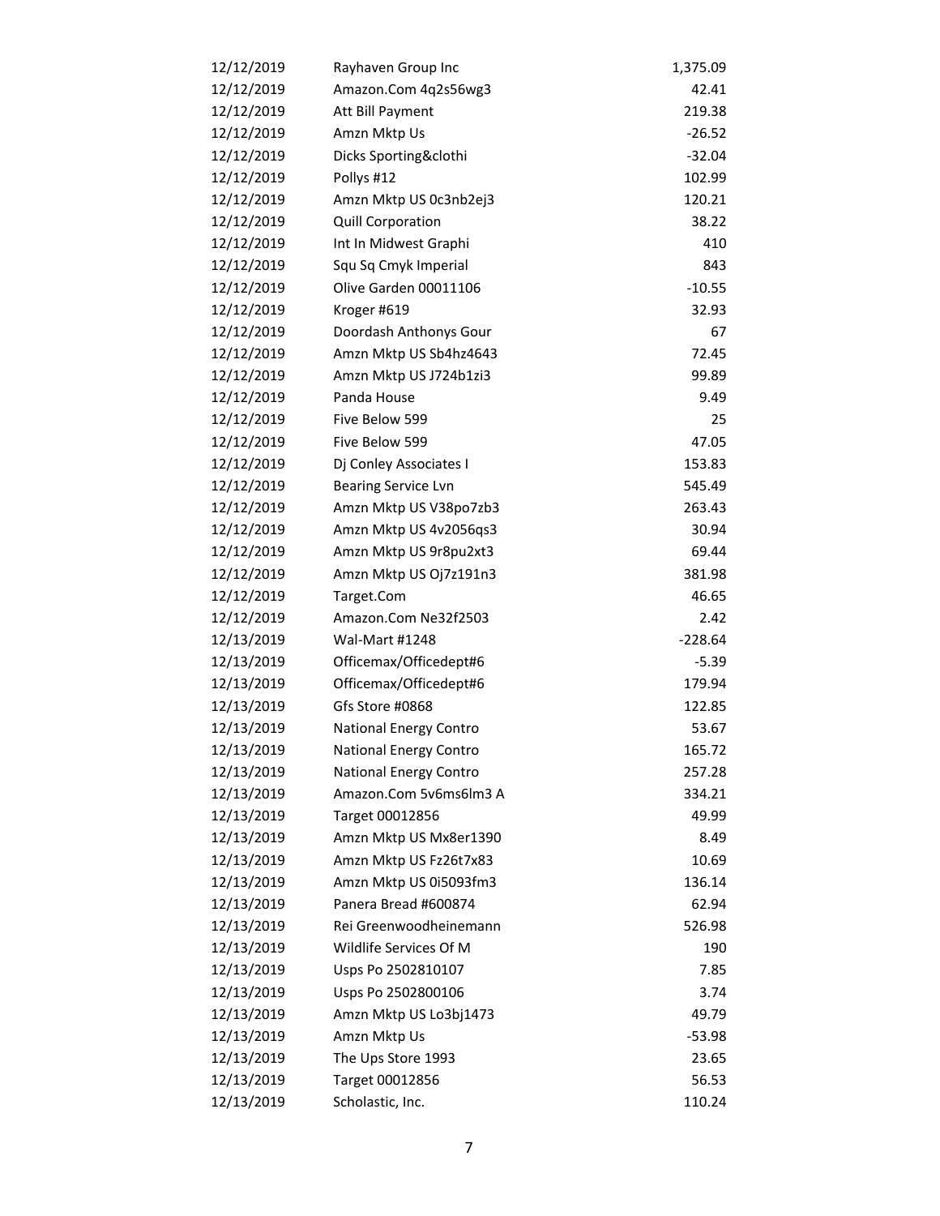| | | |
|---|---|---|
| 12/12/2019 | Rayhaven Group Inc | 1,375.09 |
| 12/12/2019 | Amazon.Com 4q2s56wg3 | 42.41 |
| 12/12/2019 | Att Bill Payment | 219.38 |
| 12/12/2019 | Amzn Mktp Us | -26.52 |
| 12/12/2019 | Dicks Sporting&clothi | -32.04 |
| 12/12/2019 | Pollys #12 | 102.99 |
| 12/12/2019 | Amzn Mktp US 0c3nb2ej3 | 120.21 |
| 12/12/2019 | Quill Corporation | 38.22 |
| 12/12/2019 | Int In Midwest Graphi | 410 |
| 12/12/2019 | Squ Sq Cmyk Imperial | 843 |
| 12/12/2019 | Olive Garden 00011106 | -10.55 |
| 12/12/2019 | Kroger #619 | 32.93 |
| 12/12/2019 | Doordash Anthonys Gour | 67 |
| 12/12/2019 | Amzn Mktp US Sb4hz4643 | 72.45 |
| 12/12/2019 | Amzn Mktp US J724b1zi3 | 99.89 |
| 12/12/2019 | Panda House | 9.49 |
| 12/12/2019 | Five Below 599 | 25 |
| 12/12/2019 | Five Below 599 | 47.05 |
| 12/12/2019 | Dj Conley Associates I | 153.83 |
| 12/12/2019 | Bearing Service Lvn | 545.49 |
| 12/12/2019 | Amzn Mktp US V38po7zb3 | 263.43 |
| 12/12/2019 | Amzn Mktp US 4v2056qs3 | 30.94 |
| 12/12/2019 | Amzn Mktp US 9r8pu2xt3 | 69.44 |
| 12/12/2019 | Amzn Mktp US Oj7z191n3 | 381.98 |
| 12/12/2019 | Target.Com | 46.65 |
| 12/12/2019 | Amazon.Com Ne32f2503 | 2.42 |
| 12/13/2019 | Wal-Mart #1248 | -228.64 |
| 12/13/2019 | Officemax/Officedept#6 | -5.39 |
| 12/13/2019 | Officemax/Officedept#6 | 179.94 |
| 12/13/2019 | Gfs Store #0868 | 122.85 |
| 12/13/2019 | National Energy Contro | 53.67 |
| 12/13/2019 | National Energy Contro | 165.72 |
| 12/13/2019 | National Energy Contro | 257.28 |
| 12/13/2019 | Amazon.Com 5v6ms6lm3 A | 334.21 |
| 12/13/2019 | Target 00012856 | 49.99 |
| 12/13/2019 | Amzn Mktp US Mx8er1390 | 8.49 |
| 12/13/2019 | Amzn Mktp US Fz26t7x83 | 10.69 |
| 12/13/2019 | Amzn Mktp US 0i5093fm3 | 136.14 |
| 12/13/2019 | Panera Bread #600874 | 62.94 |
| 12/13/2019 | Rei Greenwoodheinemann | 526.98 |
| 12/13/2019 | Wildlife Services Of M | 190 |
| 12/13/2019 | Usps Po 2502810107 | 7.85 |
| 12/13/2019 | Usps Po 2502800106 | 3.74 |
| 12/13/2019 | Amzn Mktp US Lo3bj1473 | 49.79 |
| 12/13/2019 | Amzn Mktp Us | -53.98 |
| 12/13/2019 | The Ups Store 1993 | 23.65 |
| 12/13/2019 | Target 00012856 | 56.53 |
| 12/13/2019 | Scholastic, Inc. | 110.24 |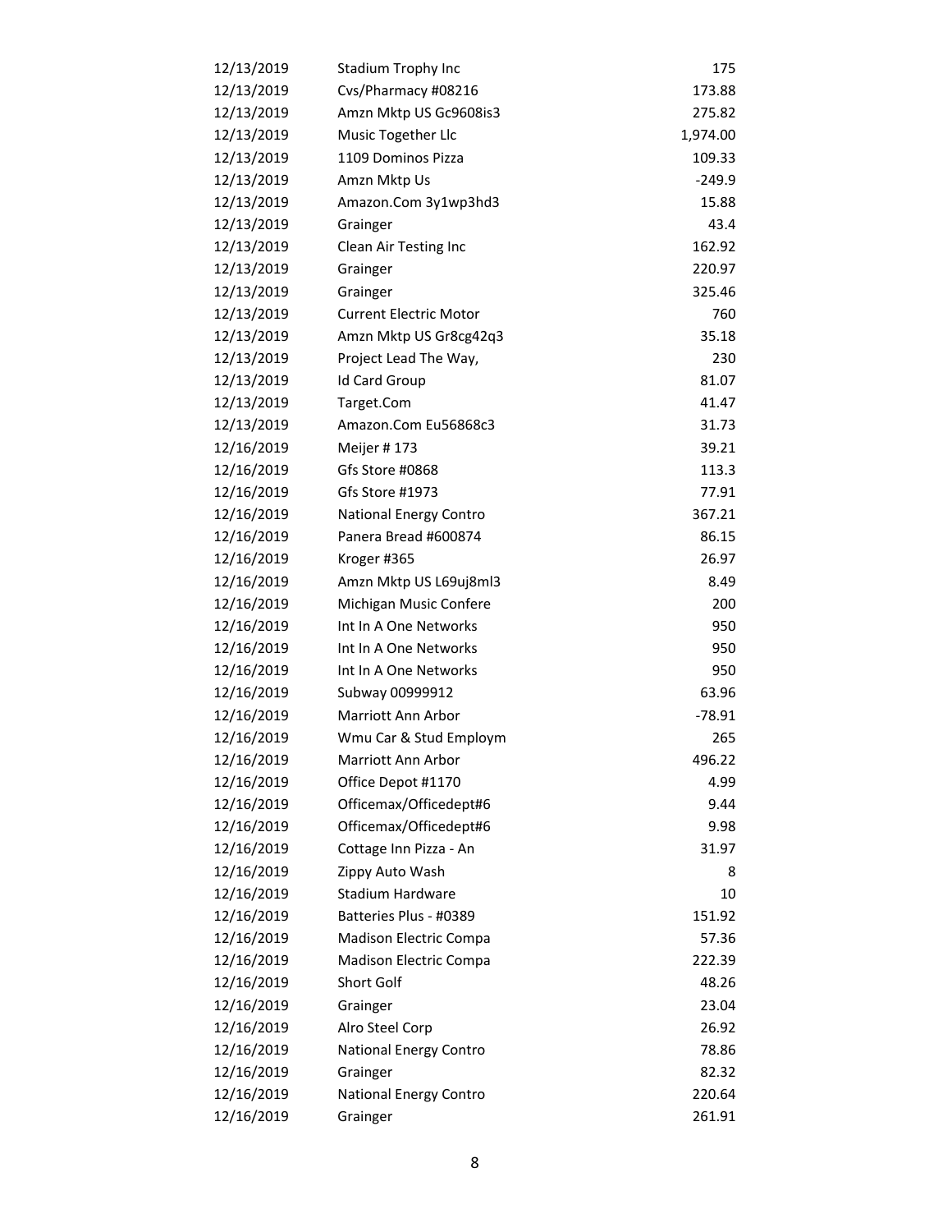| | | |
|---|---|---|
| 12/13/2019 | Stadium Trophy Inc | 175 |
| 12/13/2019 | Cvs/Pharmacy #08216 | 173.88 |
| 12/13/2019 | Amzn Mktp US Gc9608is3 | 275.82 |
| 12/13/2019 | Music Together Llc | 1,974.00 |
| 12/13/2019 | 1109 Dominos Pizza | 109.33 |
| 12/13/2019 | Amzn Mktp Us | -249.9 |
| 12/13/2019 | Amazon.Com 3y1wp3hd3 | 15.88 |
| 12/13/2019 | Grainger | 43.4 |
| 12/13/2019 | Clean Air Testing Inc | 162.92 |
| 12/13/2019 | Grainger | 220.97 |
| 12/13/2019 | Grainger | 325.46 |
| 12/13/2019 | Current Electric Motor | 760 |
| 12/13/2019 | Amzn Mktp US Gr8cg42q3 | 35.18 |
| 12/13/2019 | Project Lead The Way, | 230 |
| 12/13/2019 | Id Card Group | 81.07 |
| 12/13/2019 | Target.Com | 41.47 |
| 12/13/2019 | Amazon.Com Eu56868c3 | 31.73 |
| 12/16/2019 | Meijer # 173 | 39.21 |
| 12/16/2019 | Gfs Store #0868 | 113.3 |
| 12/16/2019 | Gfs Store #1973 | 77.91 |
| 12/16/2019 | National Energy Contro | 367.21 |
| 12/16/2019 | Panera Bread #600874 | 86.15 |
| 12/16/2019 | Kroger #365 | 26.97 |
| 12/16/2019 | Amzn Mktp US L69uj8ml3 | 8.49 |
| 12/16/2019 | Michigan Music Confere | 200 |
| 12/16/2019 | Int In A One Networks | 950 |
| 12/16/2019 | Int In A One Networks | 950 |
| 12/16/2019 | Int In A One Networks | 950 |
| 12/16/2019 | Subway 00999912 | 63.96 |
| 12/16/2019 | Marriott Ann Arbor | -78.91 |
| 12/16/2019 | Wmu Car & Stud Employm | 265 |
| 12/16/2019 | Marriott Ann Arbor | 496.22 |
| 12/16/2019 | Office Depot #1170 | 4.99 |
| 12/16/2019 | Officemax/Officedept#6 | 9.44 |
| 12/16/2019 | Officemax/Officedept#6 | 9.98 |
| 12/16/2019 | Cottage Inn Pizza - An | 31.97 |
| 12/16/2019 | Zippy Auto Wash | 8 |
| 12/16/2019 | Stadium Hardware | 10 |
| 12/16/2019 | Batteries Plus - #0389 | 151.92 |
| 12/16/2019 | Madison Electric Compa | 57.36 |
| 12/16/2019 | Madison Electric Compa | 222.39 |
| 12/16/2019 | Short Golf | 48.26 |
| 12/16/2019 | Grainger | 23.04 |
| 12/16/2019 | Alro Steel Corp | 26.92 |
| 12/16/2019 | National Energy Contro | 78.86 |
| 12/16/2019 | Grainger | 82.32 |
| 12/16/2019 | National Energy Contro | 220.64 |
| 12/16/2019 | Grainger | 261.91 |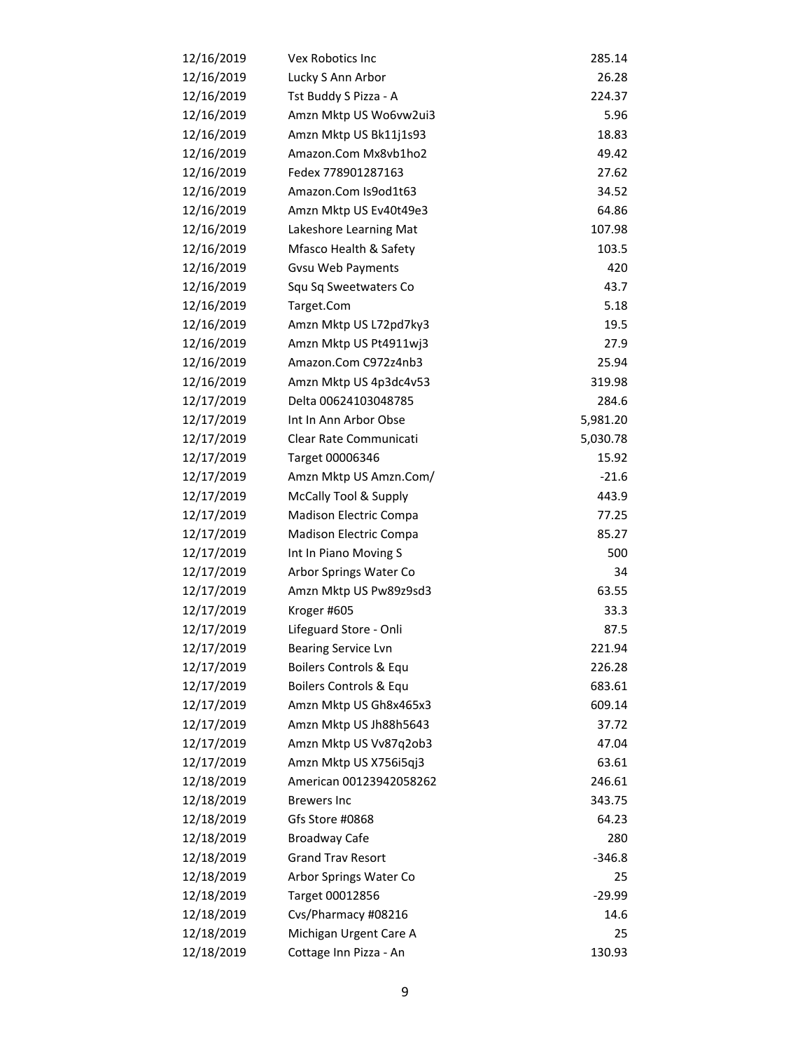| | | |
|---|---|---|
| 12/16/2019 | Vex Robotics Inc | 285.14 |
| 12/16/2019 | Lucky S Ann Arbor | 26.28 |
| 12/16/2019 | Tst Buddy S Pizza - A | 224.37 |
| 12/16/2019 | Amzn Mktp US Wo6vw2ui3 | 5.96 |
| 12/16/2019 | Amzn Mktp US Bk11j1s93 | 18.83 |
| 12/16/2019 | Amazon.Com Mx8vb1ho2 | 49.42 |
| 12/16/2019 | Fedex 778901287163 | 27.62 |
| 12/16/2019 | Amazon.Com Is9od1t63 | 34.52 |
| 12/16/2019 | Amzn Mktp US Ev40t49e3 | 64.86 |
| 12/16/2019 | Lakeshore Learning Mat | 107.98 |
| 12/16/2019 | Mfasco Health & Safety | 103.5 |
| 12/16/2019 | Gvsu Web Payments | 420 |
| 12/16/2019 | Squ Sq Sweetwaters Co | 43.7 |
| 12/16/2019 | Target.Com | 5.18 |
| 12/16/2019 | Amzn Mktp US L72pd7ky3 | 19.5 |
| 12/16/2019 | Amzn Mktp US Pt4911wj3 | 27.9 |
| 12/16/2019 | Amazon.Com C972z4nb3 | 25.94 |
| 12/16/2019 | Amzn Mktp US 4p3dc4v53 | 319.98 |
| 12/17/2019 | Delta 00624103048785 | 284.6 |
| 12/17/2019 | Int In Ann Arbor Obse | 5,981.20 |
| 12/17/2019 | Clear Rate Communicati | 5,030.78 |
| 12/17/2019 | Target 00006346 | 15.92 |
| 12/17/2019 | Amzn Mktp US Amzn.Com/ | -21.6 |
| 12/17/2019 | McCally Tool & Supply | 443.9 |
| 12/17/2019 | Madison Electric Compa | 77.25 |
| 12/17/2019 | Madison Electric Compa | 85.27 |
| 12/17/2019 | Int In Piano Moving S | 500 |
| 12/17/2019 | Arbor Springs Water Co | 34 |
| 12/17/2019 | Amzn Mktp US Pw89z9sd3 | 63.55 |
| 12/17/2019 | Kroger #605 | 33.3 |
| 12/17/2019 | Lifeguard Store - Onli | 87.5 |
| 12/17/2019 | Bearing Service Lvn | 221.94 |
| 12/17/2019 | Boilers Controls & Equ | 226.28 |
| 12/17/2019 | Boilers Controls & Equ | 683.61 |
| 12/17/2019 | Amzn Mktp US Gh8x465x3 | 609.14 |
| 12/17/2019 | Amzn Mktp US Jh88h5643 | 37.72 |
| 12/17/2019 | Amzn Mktp US Vv87q2ob3 | 47.04 |
| 12/17/2019 | Amzn Mktp US X756i5qj3 | 63.61 |
| 12/18/2019 | American 00123942058262 | 246.61 |
| 12/18/2019 | Brewers Inc | 343.75 |
| 12/18/2019 | Gfs Store #0868 | 64.23 |
| 12/18/2019 | Broadway Cafe | 280 |
| 12/18/2019 | Grand Trav Resort | -346.8 |
| 12/18/2019 | Arbor Springs Water Co | 25 |
| 12/18/2019 | Target 00012856 | -29.99 |
| 12/18/2019 | Cvs/Pharmacy #08216 | 14.6 |
| 12/18/2019 | Michigan Urgent Care A | 25 |
| 12/18/2019 | Cottage Inn Pizza - An | 130.93 |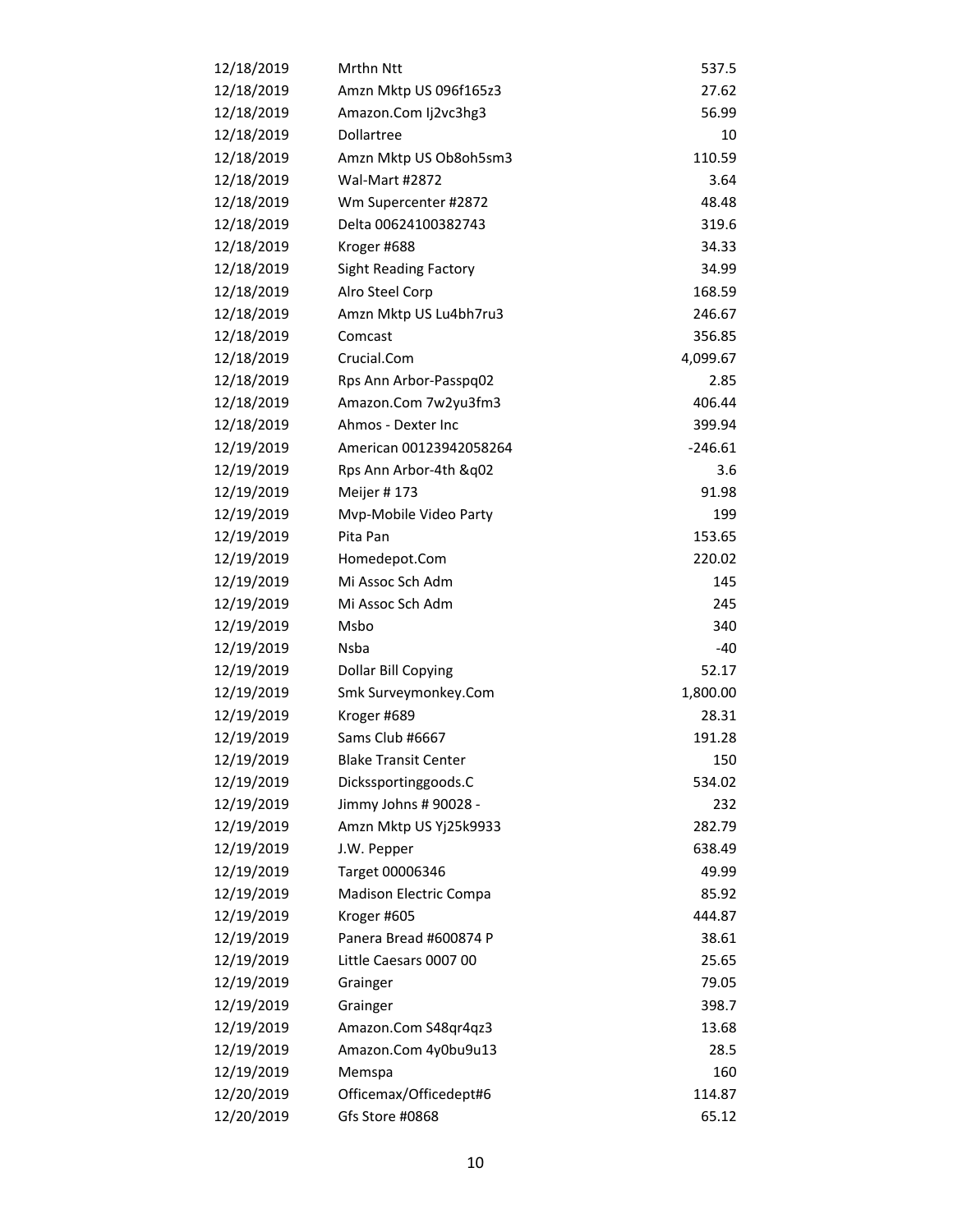| | | |
|---|---|---:|
| 12/18/2019 | Mrthn Ntt | 537.5 |
| 12/18/2019 | Amzn Mktp US 096f165z3 | 27.62 |
| 12/18/2019 | Amazon.Com Ij2vc3hg3 | 56.99 |
| 12/18/2019 | Dollartree | 10 |
| 12/18/2019 | Amzn Mktp US Ob8oh5sm3 | 110.59 |
| 12/18/2019 | Wal-Mart #2872 | 3.64 |
| 12/18/2019 | Wm Supercenter #2872 | 48.48 |
| 12/18/2019 | Delta 00624100382743 | 319.6 |
| 12/18/2019 | Kroger #688 | 34.33 |
| 12/18/2019 | Sight Reading Factory | 34.99 |
| 12/18/2019 | Alro Steel Corp | 168.59 |
| 12/18/2019 | Amzn Mktp US Lu4bh7ru3 | 246.67 |
| 12/18/2019 | Comcast | 356.85 |
| 12/18/2019 | Crucial.Com | 4,099.67 |
| 12/18/2019 | Rps Ann Arbor-Passpq02 | 2.85 |
| 12/18/2019 | Amazon.Com 7w2yu3fm3 | 406.44 |
| 12/18/2019 | Ahmos - Dexter Inc | 399.94 |
| 12/19/2019 | American 00123942058264 | -246.61 |
| 12/19/2019 | Rps Ann Arbor-4th &q02 | 3.6 |
| 12/19/2019 | Meijer # 173 | 91.98 |
| 12/19/2019 | Mvp-Mobile Video Party | 199 |
| 12/19/2019 | Pita Pan | 153.65 |
| 12/19/2019 | Homedepot.Com | 220.02 |
| 12/19/2019 | Mi Assoc Sch Adm | 145 |
| 12/19/2019 | Mi Assoc Sch Adm | 245 |
| 12/19/2019 | Msbo | 340 |
| 12/19/2019 | Nsba | -40 |
| 12/19/2019 | Dollar Bill Copying | 52.17 |
| 12/19/2019 | Smk Surveymonkey.Com | 1,800.00 |
| 12/19/2019 | Kroger #689 | 28.31 |
| 12/19/2019 | Sams Club #6667 | 191.28 |
| 12/19/2019 | Blake Transit Center | 150 |
| 12/19/2019 | Dickssportinggoods.C | 534.02 |
| 12/19/2019 | Jimmy Johns # 90028 - | 232 |
| 12/19/2019 | Amzn Mktp US Yj25k9933 | 282.79 |
| 12/19/2019 | J.W. Pepper | 638.49 |
| 12/19/2019 | Target 00006346 | 49.99 |
| 12/19/2019 | Madison Electric Compa | 85.92 |
| 12/19/2019 | Kroger #605 | 444.87 |
| 12/19/2019 | Panera Bread #600874 P | 38.61 |
| 12/19/2019 | Little Caesars 0007 00 | 25.65 |
| 12/19/2019 | Grainger | 79.05 |
| 12/19/2019 | Grainger | 398.7 |
| 12/19/2019 | Amazon.Com S48qr4qz3 | 13.68 |
| 12/19/2019 | Amazon.Com 4y0bu9u13 | 28.5 |
| 12/19/2019 | Memspa | 160 |
| 12/20/2019 | Officemax/Officedept#6 | 114.87 |
| 12/20/2019 | Gfs Store #0868 | 65.12 |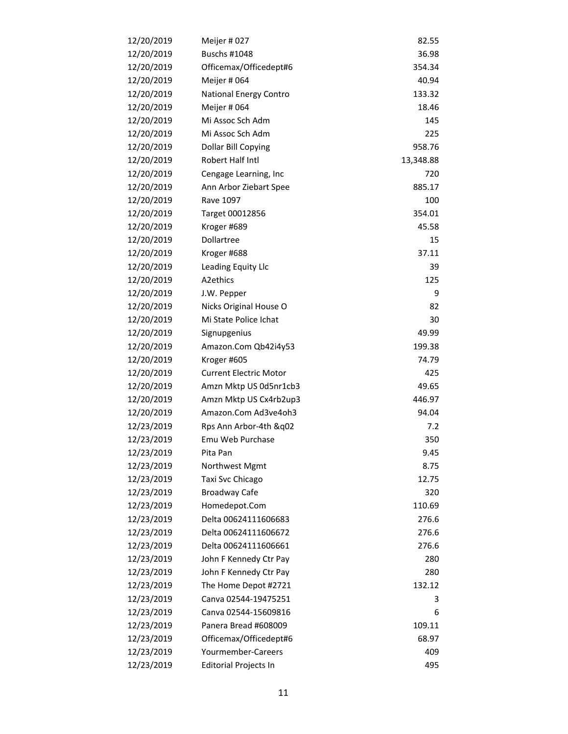| | | |
|---|---|---|
| 12/20/2019 | Meijer # 027 | 82.55 |
| 12/20/2019 | Buschs #1048 | 36.98 |
| 12/20/2019 | Officemax/Officedept#6 | 354.34 |
| 12/20/2019 | Meijer # 064 | 40.94 |
| 12/20/2019 | National Energy Contro | 133.32 |
| 12/20/2019 | Meijer # 064 | 18.46 |
| 12/20/2019 | Mi Assoc Sch Adm | 145 |
| 12/20/2019 | Mi Assoc Sch Adm | 225 |
| 12/20/2019 | Dollar Bill Copying | 958.76 |
| 12/20/2019 | Robert Half Intl | 13,348.88 |
| 12/20/2019 | Cengage Learning, Inc | 720 |
| 12/20/2019 | Ann Arbor Ziebart Spee | 885.17 |
| 12/20/2019 | Rave 1097 | 100 |
| 12/20/2019 | Target 00012856 | 354.01 |
| 12/20/2019 | Kroger #689 | 45.58 |
| 12/20/2019 | Dollartree | 15 |
| 12/20/2019 | Kroger #688 | 37.11 |
| 12/20/2019 | Leading Equity Llc | 39 |
| 12/20/2019 | A2ethics | 125 |
| 12/20/2019 | J.W. Pepper | 9 |
| 12/20/2019 | Nicks Original House O | 82 |
| 12/20/2019 | Mi State Police Ichat | 30 |
| 12/20/2019 | Signupgenius | 49.99 |
| 12/20/2019 | Amazon.Com Qb42i4y53 | 199.38 |
| 12/20/2019 | Kroger #605 | 74.79 |
| 12/20/2019 | Current Electric Motor | 425 |
| 12/20/2019 | Amzn Mktp US 0d5nr1cb3 | 49.65 |
| 12/20/2019 | Amzn Mktp US Cx4rb2up3 | 446.97 |
| 12/20/2019 | Amazon.Com Ad3ve4oh3 | 94.04 |
| 12/23/2019 | Rps Ann Arbor-4th &q02 | 7.2 |
| 12/23/2019 | Emu Web Purchase | 350 |
| 12/23/2019 | Pita Pan | 9.45 |
| 12/23/2019 | Northwest Mgmt | 8.75 |
| 12/23/2019 | Taxi Svc Chicago | 12.75 |
| 12/23/2019 | Broadway Cafe | 320 |
| 12/23/2019 | Homedepot.Com | 110.69 |
| 12/23/2019 | Delta 00624111606683 | 276.6 |
| 12/23/2019 | Delta 00624111606672 | 276.6 |
| 12/23/2019 | Delta 00624111606661 | 276.6 |
| 12/23/2019 | John F Kennedy Ctr Pay | 280 |
| 12/23/2019 | John F Kennedy Ctr Pay | 280 |
| 12/23/2019 | The Home Depot #2721 | 132.12 |
| 12/23/2019 | Canva 02544-19475251 | 3 |
| 12/23/2019 | Canva 02544-15609816 | 6 |
| 12/23/2019 | Panera Bread #608009 | 109.11 |
| 12/23/2019 | Officemax/Officedept#6 | 68.97 |
| 12/23/2019 | Yourmember-Careers | 409 |
| 12/23/2019 | Editorial Projects In | 495 |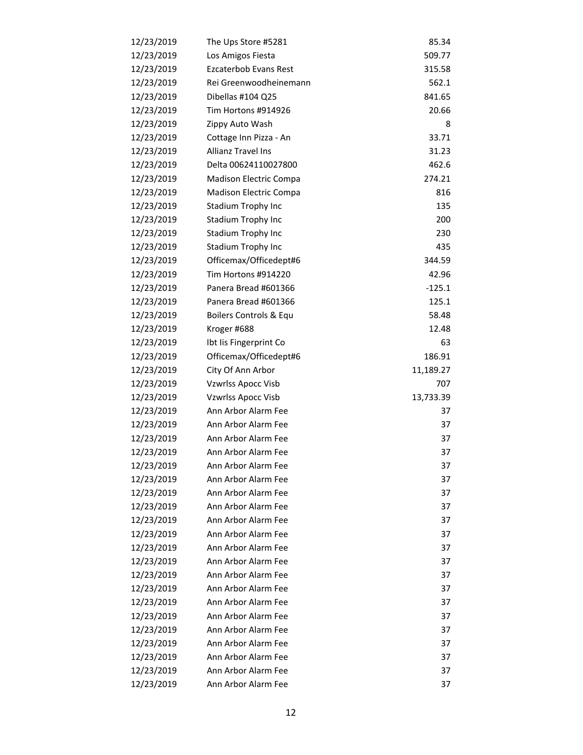| | | |
|---|---|---|
| 12/23/2019 | The Ups Store #5281 | 85.34 |
| 12/23/2019 | Los Amigos Fiesta | 509.77 |
| 12/23/2019 | Ezcaterbob Evans Rest | 315.58 |
| 12/23/2019 | Rei Greenwoodheinemann | 562.1 |
| 12/23/2019 | Dibellas #104 Q25 | 841.65 |
| 12/23/2019 | Tim Hortons #914926 | 20.66 |
| 12/23/2019 | Zippy Auto Wash | 8 |
| 12/23/2019 | Cottage Inn Pizza - An | 33.71 |
| 12/23/2019 | Allianz Travel Ins | 31.23 |
| 12/23/2019 | Delta 00624110027800 | 462.6 |
| 12/23/2019 | Madison Electric Compa | 274.21 |
| 12/23/2019 | Madison Electric Compa | 816 |
| 12/23/2019 | Stadium Trophy Inc | 135 |
| 12/23/2019 | Stadium Trophy Inc | 200 |
| 12/23/2019 | Stadium Trophy Inc | 230 |
| 12/23/2019 | Stadium Trophy Inc | 435 |
| 12/23/2019 | Officemax/Officedept#6 | 344.59 |
| 12/23/2019 | Tim Hortons #914220 | 42.96 |
| 12/23/2019 | Panera Bread #601366 | -125.1 |
| 12/23/2019 | Panera Bread #601366 | 125.1 |
| 12/23/2019 | Boilers Controls & Equ | 58.48 |
| 12/23/2019 | Kroger #688 | 12.48 |
| 12/23/2019 | Ibt Iis Fingerprint Co | 63 |
| 12/23/2019 | Officemax/Officedept#6 | 186.91 |
| 12/23/2019 | City Of Ann Arbor | 11,189.27 |
| 12/23/2019 | Vzwrlss Apocc Visb | 707 |
| 12/23/2019 | Vzwrlss Apocc Visb | 13,733.39 |
| 12/23/2019 | Ann Arbor Alarm Fee | 37 |
| 12/23/2019 | Ann Arbor Alarm Fee | 37 |
| 12/23/2019 | Ann Arbor Alarm Fee | 37 |
| 12/23/2019 | Ann Arbor Alarm Fee | 37 |
| 12/23/2019 | Ann Arbor Alarm Fee | 37 |
| 12/23/2019 | Ann Arbor Alarm Fee | 37 |
| 12/23/2019 | Ann Arbor Alarm Fee | 37 |
| 12/23/2019 | Ann Arbor Alarm Fee | 37 |
| 12/23/2019 | Ann Arbor Alarm Fee | 37 |
| 12/23/2019 | Ann Arbor Alarm Fee | 37 |
| 12/23/2019 | Ann Arbor Alarm Fee | 37 |
| 12/23/2019 | Ann Arbor Alarm Fee | 37 |
| 12/23/2019 | Ann Arbor Alarm Fee | 37 |
| 12/23/2019 | Ann Arbor Alarm Fee | 37 |
| 12/23/2019 | Ann Arbor Alarm Fee | 37 |
| 12/23/2019 | Ann Arbor Alarm Fee | 37 |
| 12/23/2019 | Ann Arbor Alarm Fee | 37 |
| 12/23/2019 | Ann Arbor Alarm Fee | 37 |
| 12/23/2019 | Ann Arbor Alarm Fee | 37 |
| 12/23/2019 | Ann Arbor Alarm Fee | 37 |
| 12/23/2019 | Ann Arbor Alarm Fee | 37 |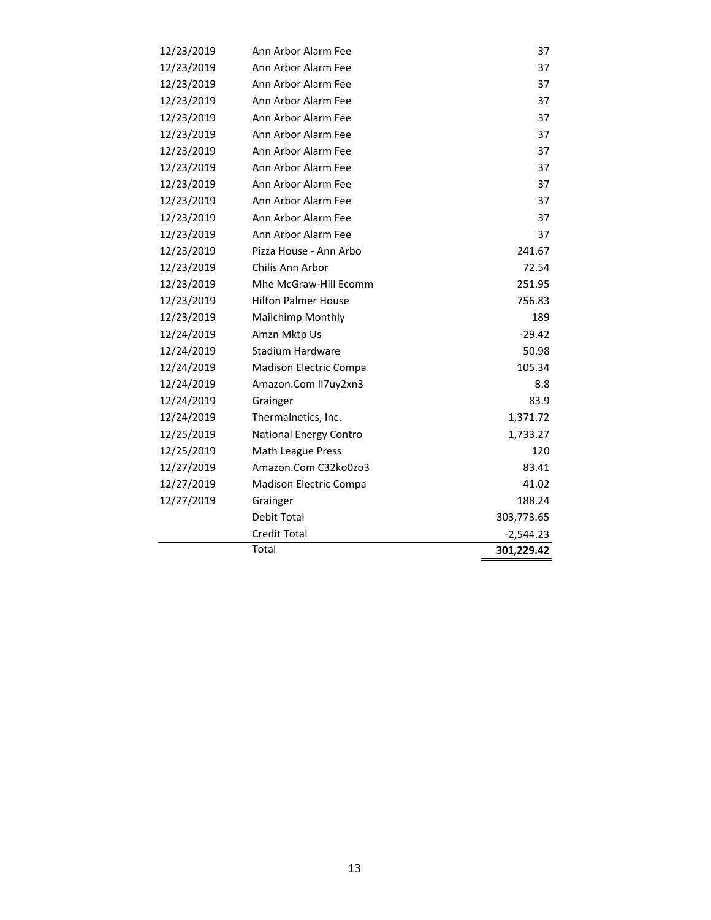| | | |
|---|---|---|
| 12/23/2019 | Ann Arbor Alarm Fee | 37 |
| 12/23/2019 | Ann Arbor Alarm Fee | 37 |
| 12/23/2019 | Ann Arbor Alarm Fee | 37 |
| 12/23/2019 | Ann Arbor Alarm Fee | 37 |
| 12/23/2019 | Ann Arbor Alarm Fee | 37 |
| 12/23/2019 | Ann Arbor Alarm Fee | 37 |
| 12/23/2019 | Ann Arbor Alarm Fee | 37 |
| 12/23/2019 | Ann Arbor Alarm Fee | 37 |
| 12/23/2019 | Ann Arbor Alarm Fee | 37 |
| 12/23/2019 | Ann Arbor Alarm Fee | 37 |
| 12/23/2019 | Ann Arbor Alarm Fee | 37 |
| 12/23/2019 | Ann Arbor Alarm Fee | 37 |
| 12/23/2019 | Pizza House - Ann Arbo | 241.67 |
| 12/23/2019 | Chilis Ann Arbor | 72.54 |
| 12/23/2019 | Mhe McGraw-Hill Ecomm | 251.95 |
| 12/23/2019 | Hilton Palmer House | 756.83 |
| 12/23/2019 | Mailchimp Monthly | 189 |
| 12/24/2019 | Amzn Mktp Us | -29.42 |
| 12/24/2019 | Stadium Hardware | 50.98 |
| 12/24/2019 | Madison Electric Compa | 105.34 |
| 12/24/2019 | Amazon.Com Il7uy2xn3 | 8.8 |
| 12/24/2019 | Grainger | 83.9 |
| 12/24/2019 | Thermalnetics, Inc. | 1,371.72 |
| 12/25/2019 | National Energy Contro | 1,733.27 |
| 12/25/2019 | Math League Press | 120 |
| 12/27/2019 | Amazon.Com C32ko0zo3 | 83.41 |
| 12/27/2019 | Madison Electric Compa | 41.02 |
| 12/27/2019 | Grainger | 188.24 |
| | Debit Total | 303,773.65 |
| | Credit Total | -2,544.23 |
| | Total | **301,229.42** |